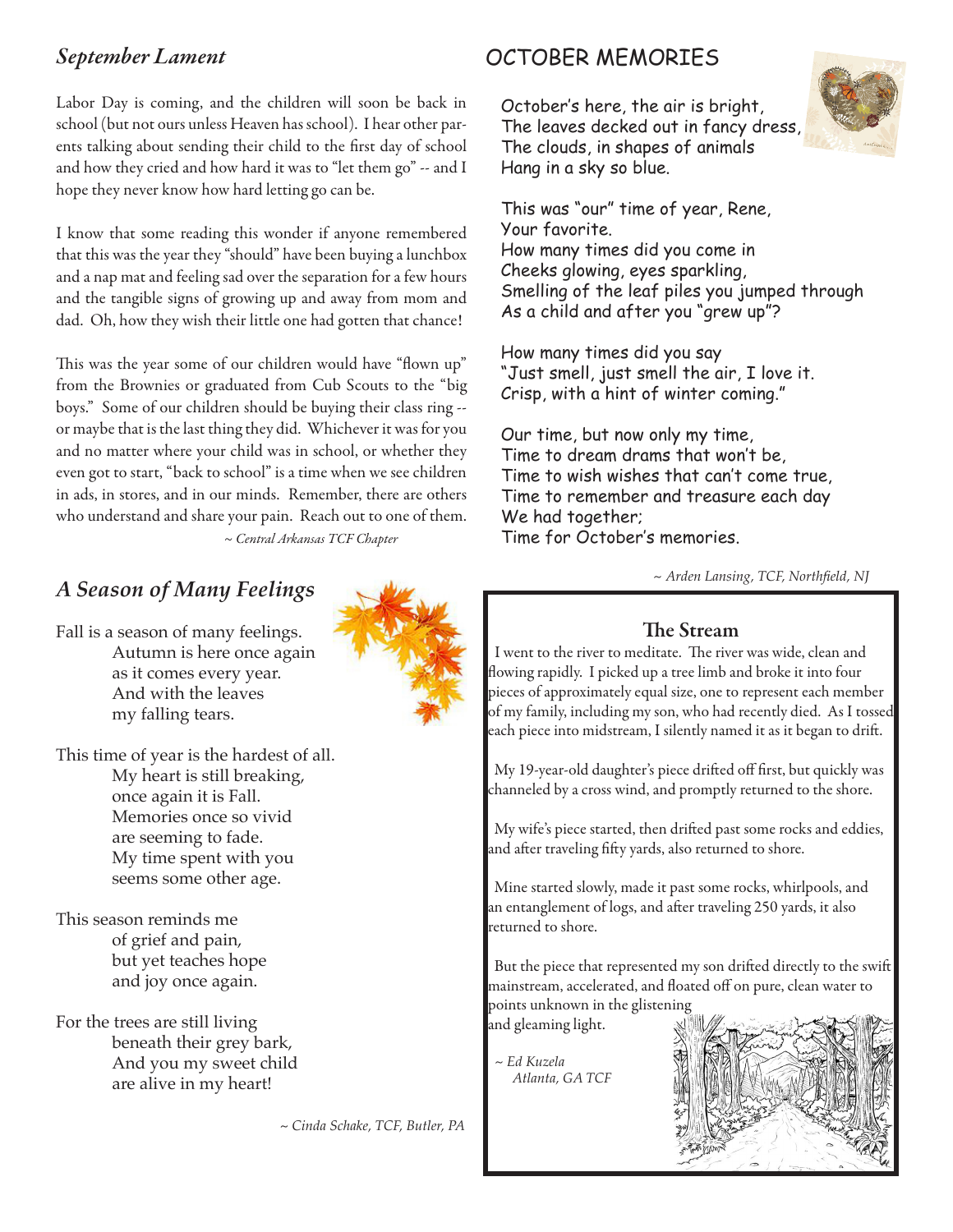## *September Lament*

Labor Day is coming, and the children will soon be back in school (but not ours unless Heaven has school). I hear other parents talking about sending their child to the first day of school and how they cried and how hard it was to "let them go" -- and I hope they never know how hard letting go can be.

I know that some reading this wonder if anyone remembered that this was the year they "should" have been buying a lunchbox and a nap mat and feeling sad over the separation for a few hours and the tangible signs of growing up and away from mom and dad. Oh, how they wish their little one had gotten that chance!

This was the year some of our children would have "flown up" from the Brownies or graduated from Cub Scouts to the "big boys." Some of our children should be buying their class ring -- or maybe that is the last thing they did. Whichever it was for you and no matter where your child was in school, or whether they even got to start, "back to school" is a time when we see children in ads, in stores, and in our minds. Remember, there are others who understand and share your pain. Reach out to one of them.

*~ Central Arkansas TCF Chapter*

## *A Season of Many Feelings*

Fall is a season of many feelings.
Autumn is here once again
as it comes every year.
And with the leaves
my falling tears.

This time of year is the hardest of all.
My heart is still breaking,
once again it is Fall.
Memories once so vivid
are seeming to fade.
My time spent with you
seems some other age.

This season reminds me
of grief and pain,
but yet teaches hope
and joy once again.

For the trees are still living
beneath their grey bark,
And you my sweet child
are alive in my heart!

*~ Cinda Schake, TCF, Butler, PA*

## OCTOBER MEMORIES

October's here, the air is bright,
The leaves decked out in fancy dress,
The clouds, in shapes of animals
Hang in a sky so blue.

This was "our" time of year, Rene,
Your favorite.
How many times did you come in
Cheeks glowing, eyes sparkling,
Smelling of the leaf piles you jumped through
As a child and after you "grew up"?

How many times did you say
"Just smell, just smell the air, I love it.
Crisp, with a hint of winter coming."

Our time, but now only my time,
Time to dream drams that won't be,
Time to wish wishes that can't come true,
Time to remember and treasure each day
We had together;
Time for October's memories.

*~ Arden Lansing, TCF, Northfield, NJ*

### The Stream

I went to the river to meditate. The river was wide, clean and flowing rapidly. I picked up a tree limb and broke it into four pieces of approximately equal size, one to represent each member of my family, including my son, who had recently died. As I tossed each piece into midstream, I silently named it as it began to drift.

My 19-year-old daughter's piece drifted off first, but quickly was channeled by a cross wind, and promptly returned to the shore.

My wife's piece started, then drifted past some rocks and eddies, and after traveling fifty yards, also returned to shore.

Mine started slowly, made it past some rocks, whirlpools, and an entanglement of logs, and after traveling 250 yards, it also returned to shore.

But the piece that represented my son drifted directly to the swift mainstream, accelerated, and floated off on pure, clean water to points unknown in the glistening and gleaming light.

*~ Ed Kuzela*
*Atlanta, GA TCF*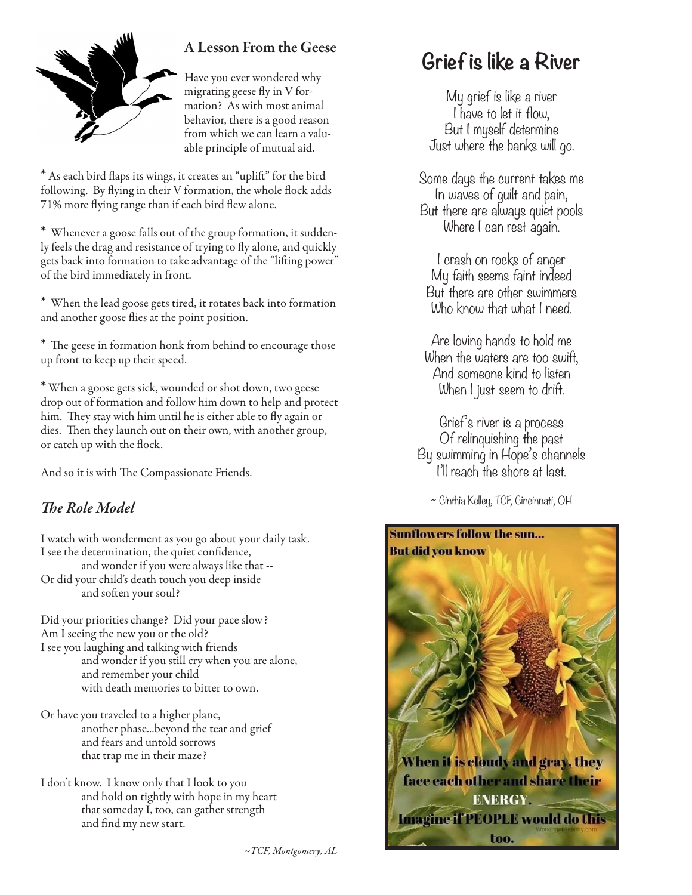## A Lesson From the Geese

Have you ever wondered why migrating geese fly in V formation? As with most animal behavior, there is a good reason from which we can learn a valuable principle of mutual aid.

* As each bird flaps its wings, it creates an "uplift" for the bird following. By flying in their V formation, the whole flock adds 71% more flying range than if each bird flew alone.

* Whenever a goose falls out of the group formation, it suddenly feels the drag and resistance of trying to fly alone, and quickly gets back into formation to take advantage of the "lifting power" of the bird immediately in front.

* When the lead goose gets tired, it rotates back into formation and another goose flies at the point position.

* The geese in formation honk from behind to encourage those up front to keep up their speed.

* When a goose gets sick, wounded or shot down, two geese drop out of formation and follow him down to help and protect him. They stay with him until he is either able to fly again or dies. Then they launch out on their own, with another group, or catch up with the flock.

And so it is with The Compassionate Friends.

## *The Role Model*

I watch with wonderment as you go about your daily task.
I see the determination, the quiet confidence,
and wonder if you were always like that --
Or did your child's death touch you deep inside
and soften your soul?

Did your priorities change? Did your pace slow?
Am I seeing the new you or the old?
I see you laughing and talking with friends
and wonder if you still cry when you are alone,
and remember your child
with death memories to bitter to own.

Or have you traveled to a higher plane,
another phase...beyond the tear and grief
and fears and untold sorrows
that trap me in their maze?

I don't know. I know only that I look to you
and hold on tightly with hope in my heart
that someday I, too, can gather strength
and find my new start.

*~TCF, Montgomery, AL*

## Grief is like a River

My grief is like a river
I have to let it flow,
But I myself determine
Just where the banks will go.

Some days the current takes me
In waves of guilt and pain,
But there are always quiet pools
Where I can rest again.

I crash on rocks of anger
My faith seems faint indeed
But there are other swimmers
Who know that what I need.

Are loving hands to hold me
When the waters are too swift,
And someone kind to listen
When I just seem to drift.

Grief's river is a process
Of relinquishing the past
By swimming in Hope's channels
I'll reach the shore at last.

~ Cinthia Kelley, TCF, Cincinnati, OH

Sunflowers follow the sun...
But did you know
When it is cloudy and gray, they face each other and share their ENERGY.
Imagine if PEOPLE would do this too.